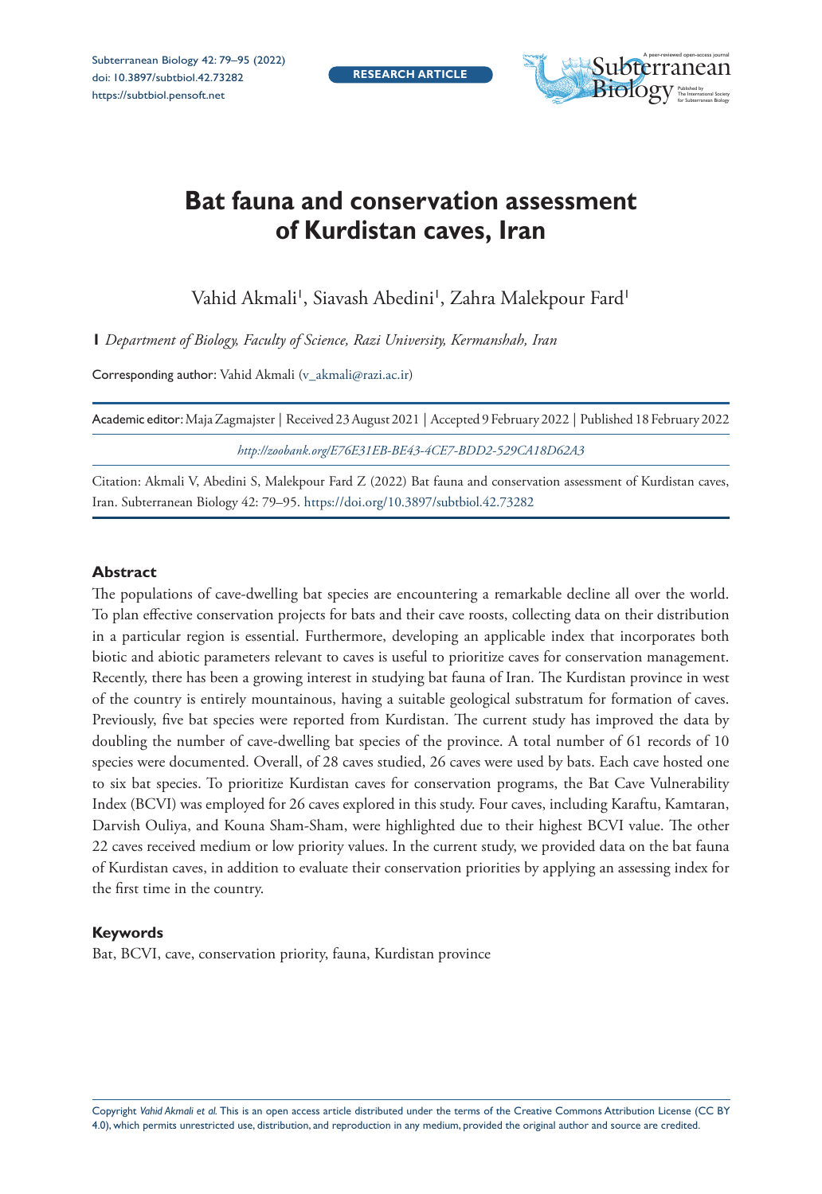RESEARCH ARTICLE

# Bat fauna and conservation assessment of Kurdistan caves, Iran

Vahid Akmali[1], Siavash Abedini[1], Zahra Malekpour Fard[1]

**1** *Department of Biology, Faculty of Science, Razi University, Kermanshah, Iran*

Corresponding author: Vahid Akmali (v_akmali@razi.ac.ir)

Academic editor: Maja Zagmajster | Received 23 August 2021 | Accepted 9 February 2022 | Published 18 February 2022

*http://zoobank.org/E76E31EB-BE43-4CE7-BDD2-529CA18D62A3*

Citation: Akmali V, Abedini S, Malekpour Fard Z (2022) Bat fauna and conservation assessment of Kurdistan caves, Iran. Subterranean Biology 42: 79–95. https://doi.org/10.3897/subtbiol.42.73282

## Abstract

The populations of cave-dwelling bat species are encountering a remarkable decline all over the world. To plan effective conservation projects for bats and their cave roosts, collecting data on their distribution in a particular region is essential. Furthermore, developing an applicable index that incorporates both biotic and abiotic parameters relevant to caves is useful to prioritize caves for conservation management. Recently, there has been a growing interest in studying bat fauna of Iran. The Kurdistan province in west of the country is entirely mountainous, having a suitable geological substratum for formation of caves. Previously, five bat species were reported from Kurdistan. The current study has improved the data by doubling the number of cave-dwelling bat species of the province. A total number of 61 records of 10 species were documented. Overall, of 28 caves studied, 26 caves were used by bats. Each cave hosted one to six bat species. To prioritize Kurdistan caves for conservation programs, the Bat Cave Vulnerability Index (BCVI) was employed for 26 caves explored in this study. Four caves, including Karaftu, Kamtaran, Darvish Ouliya, and Kouna Sham-Sham, were highlighted due to their highest BCVI value. The other 22 caves received medium or low priority values. In the current study, we provided data on the bat fauna of Kurdistan caves, in addition to evaluate their conservation priorities by applying an assessing index for the first time in the country.

## Keywords

Bat, BCVI, cave, conservation priority, fauna, Kurdistan province

Copyright *Vahid Akmali et al.* This is an open access article distributed under the terms of the Creative Commons Attribution License (CC BY 4.0), which permits unrestricted use, distribution, and reproduction in any medium, provided the original author and source are credited.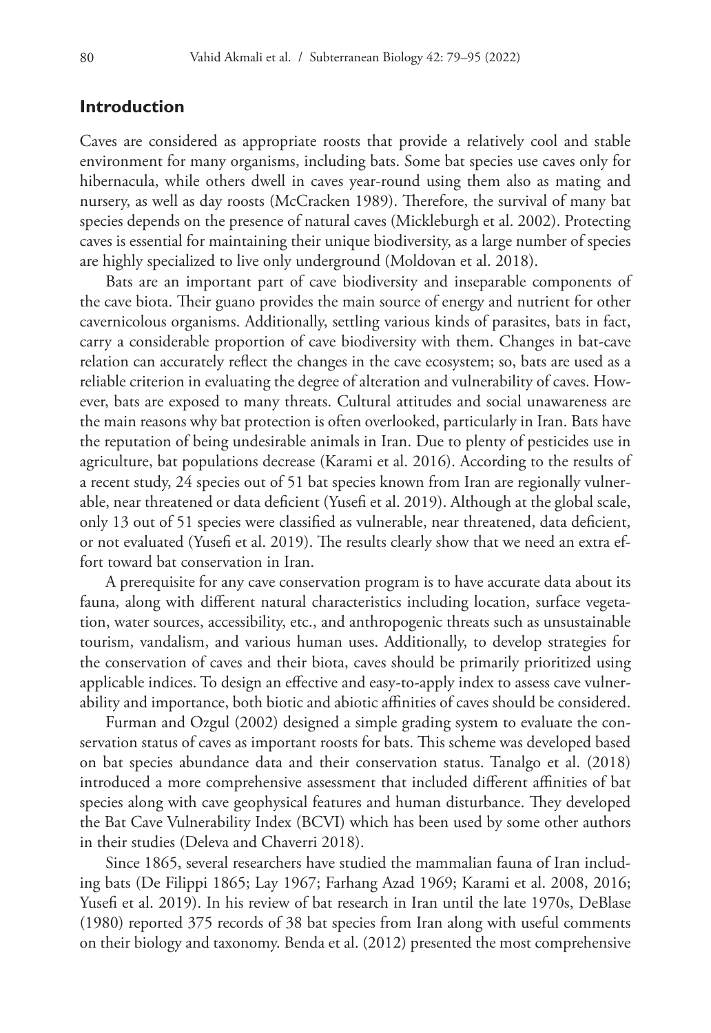## Introduction

Caves are considered as appropriate roosts that provide a relatively cool and stable environment for many organisms, including bats. Some bat species use caves only for hibernacula, while others dwell in caves year-round using them also as mating and nursery, as well as day roosts (McCracken 1989). Therefore, the survival of many bat species depends on the presence of natural caves (Mickleburgh et al. 2002). Protecting caves is essential for maintaining their unique biodiversity, as a large number of species are highly specialized to live only underground (Moldovan et al. 2018).

Bats are an important part of cave biodiversity and inseparable components of the cave biota. Their guano provides the main source of energy and nutrient for other cavernicolous organisms. Additionally, settling various kinds of parasites, bats in fact, carry a considerable proportion of cave biodiversity with them. Changes in bat-cave relation can accurately reflect the changes in the cave ecosystem; so, bats are used as a reliable criterion in evaluating the degree of alteration and vulnerability of caves. However, bats are exposed to many threats. Cultural attitudes and social unawareness are the main reasons why bat protection is often overlooked, particularly in Iran. Bats have the reputation of being undesirable animals in Iran. Due to plenty of pesticides use in agriculture, bat populations decrease (Karami et al. 2016). According to the results of a recent study, 24 species out of 51 bat species known from Iran are regionally vulnerable, near threatened or data deficient (Yusefi et al. 2019). Although at the global scale, only 13 out of 51 species were classified as vulnerable, near threatened, data deficient, or not evaluated (Yusefi et al. 2019). The results clearly show that we need an extra effort toward bat conservation in Iran.

A prerequisite for any cave conservation program is to have accurate data about its fauna, along with different natural characteristics including location, surface vegetation, water sources, accessibility, etc., and anthropogenic threats such as unsustainable tourism, vandalism, and various human uses. Additionally, to develop strategies for the conservation of caves and their biota, caves should be primarily prioritized using applicable indices. To design an effective and easy-to-apply index to assess cave vulnerability and importance, both biotic and abiotic affinities of caves should be considered.

Furman and Ozgul (2002) designed a simple grading system to evaluate the conservation status of caves as important roosts for bats. This scheme was developed based on bat species abundance data and their conservation status. Tanalgo et al. (2018) introduced a more comprehensive assessment that included different affinities of bat species along with cave geophysical features and human disturbance. They developed the Bat Cave Vulnerability Index (BCVI) which has been used by some other authors in their studies (Deleva and Chaverri 2018).

Since 1865, several researchers have studied the mammalian fauna of Iran including bats (De Filippi 1865; Lay 1967; Farhang Azad 1969; Karami et al. 2008, 2016; Yusefi et al. 2019). In his review of bat research in Iran until the late 1970s, DeBlase (1980) reported 375 records of 38 bat species from Iran along with useful comments on their biology and taxonomy. Benda et al. (2012) presented the most comprehensive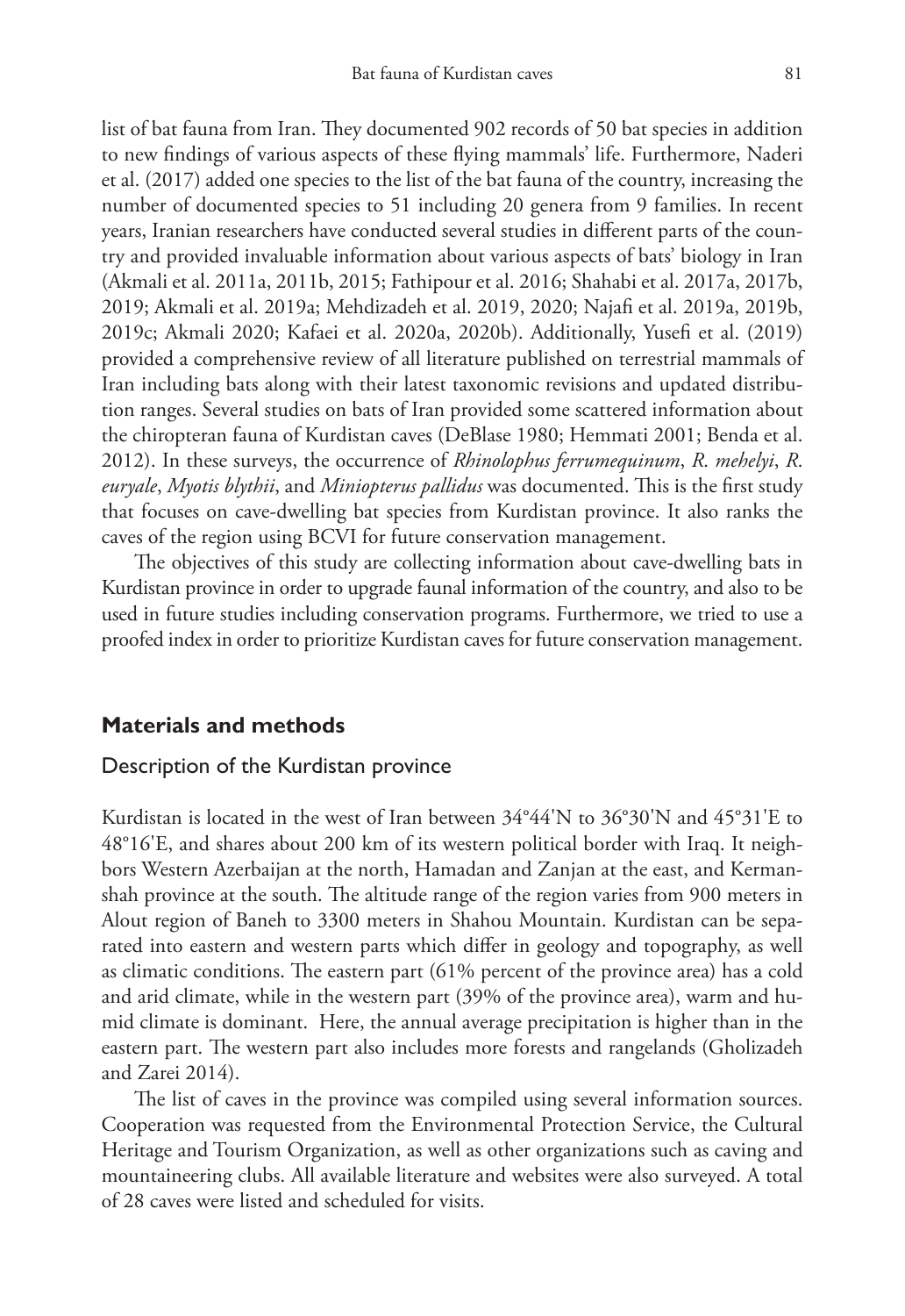list of bat fauna from Iran. They documented 902 records of 50 bat species in addition to new findings of various aspects of these flying mammals' life. Furthermore, Naderi et al. (2017) added one species to the list of the bat fauna of the country, increasing the number of documented species to 51 including 20 genera from 9 families. In recent years, Iranian researchers have conducted several studies in different parts of the country and provided invaluable information about various aspects of bats' biology in Iran (Akmali et al. 2011a, 2011b, 2015; Fathipour et al. 2016; Shahabi et al. 2017a, 2017b, 2019; Akmali et al. 2019a; Mehdizadeh et al. 2019, 2020; Najafi et al. 2019a, 2019b, 2019c; Akmali 2020; Kafaei et al. 2020a, 2020b). Additionally, Yusefi et al. (2019) provided a comprehensive review of all literature published on terrestrial mammals of Iran including bats along with their latest taxonomic revisions and updated distribution ranges. Several studies on bats of Iran provided some scattered information about the chiropteran fauna of Kurdistan caves (DeBlase 1980; Hemmati 2001; Benda et al. 2012). In these surveys, the occurrence of *Rhinolophus ferrumequinum*, *R. mehelyi*, *R. euryale*, *Myotis blythii*, and *Miniopterus pallidus* was documented. This is the first study that focuses on cave-dwelling bat species from Kurdistan province. It also ranks the caves of the region using BCVI for future conservation management.

The objectives of this study are collecting information about cave-dwelling bats in Kurdistan province in order to upgrade faunal information of the country, and also to be used in future studies including conservation programs. Furthermore, we tried to use a proofed index in order to prioritize Kurdistan caves for future conservation management.

## Materials and methods

### Description of the Kurdistan province

Kurdistan is located in the west of Iran between 34°44'N to 36°30'N and 45°31'E to 48°16'E, and shares about 200 km of its western political border with Iraq. It neighbors Western Azerbaijan at the north, Hamadan and Zanjan at the east, and Kermanshah province at the south. The altitude range of the region varies from 900 meters in Alout region of Baneh to 3300 meters in Shahou Mountain. Kurdistan can be separated into eastern and western parts which differ in geology and topography, as well as climatic conditions. The eastern part (61% percent of the province area) has a cold and arid climate, while in the western part (39% of the province area), warm and humid climate is dominant. Here, the annual average precipitation is higher than in the eastern part. The western part also includes more forests and rangelands (Gholizadeh and Zarei 2014).

The list of caves in the province was compiled using several information sources. Cooperation was requested from the Environmental Protection Service, the Cultural Heritage and Tourism Organization, as well as other organizations such as caving and mountaineering clubs. All available literature and websites were also surveyed. A total of 28 caves were listed and scheduled for visits.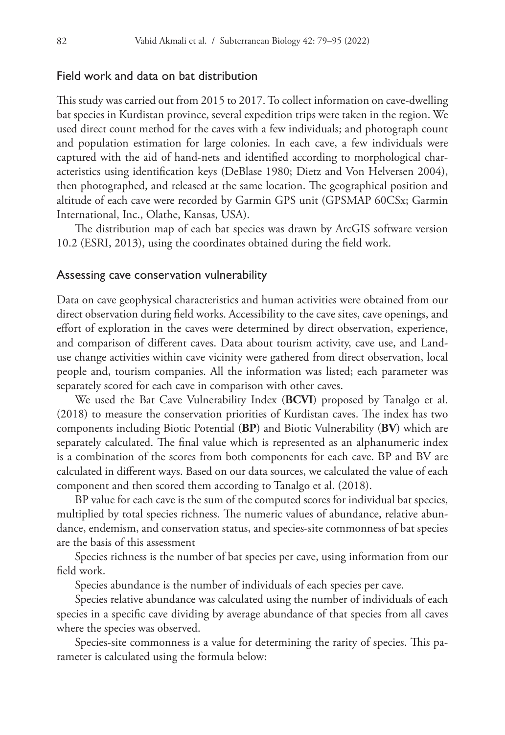## Field work and data on bat distribution

This study was carried out from 2015 to 2017. To collect information on cave-dwelling bat species in Kurdistan province, several expedition trips were taken in the region. We used direct count method for the caves with a few individuals; and photograph count and population estimation for large colonies. In each cave, a few individuals were captured with the aid of hand-nets and identified according to morphological characteristics using identification keys (DeBlase 1980; Dietz and Von Helversen 2004), then photographed, and released at the same location. The geographical position and altitude of each cave were recorded by Garmin GPS unit (GPSMAP 60CSx; Garmin International, Inc., Olathe, Kansas, USA).

The distribution map of each bat species was drawn by ArcGIS software version 10.2 (ESRI, 2013), using the coordinates obtained during the field work.

## Assessing cave conservation vulnerability

Data on cave geophysical characteristics and human activities were obtained from our direct observation during field works. Accessibility to the cave sites, cave openings, and effort of exploration in the caves were determined by direct observation, experience, and comparison of different caves. Data about tourism activity, cave use, and Land-use change activities within cave vicinity were gathered from direct observation, local people and, tourism companies. All the information was listed; each parameter was separately scored for each cave in comparison with other caves.

We used the Bat Cave Vulnerability Index (**BCVI**) proposed by Tanalgo et al. (2018) to measure the conservation priorities of Kurdistan caves. The index has two components including Biotic Potential (**BP**) and Biotic Vulnerability (**BV**) which are separately calculated. The final value which is represented as an alphanumeric index is a combination of the scores from both components for each cave. BP and BV are calculated in different ways. Based on our data sources, we calculated the value of each component and then scored them according to Tanalgo et al. (2018).

BP value for each cave is the sum of the computed scores for individual bat species, multiplied by total species richness. The numeric values of abundance, relative abundance, endemism, and conservation status, and species-site commonness of bat species are the basis of this assessment

Species richness is the number of bat species per cave, using information from our field work.

Species abundance is the number of individuals of each species per cave.

Species relative abundance was calculated using the number of individuals of each species in a specific cave dividing by average abundance of that species from all caves where the species was observed.

Species-site commonness is a value for determining the rarity of species. This parameter is calculated using the formula below: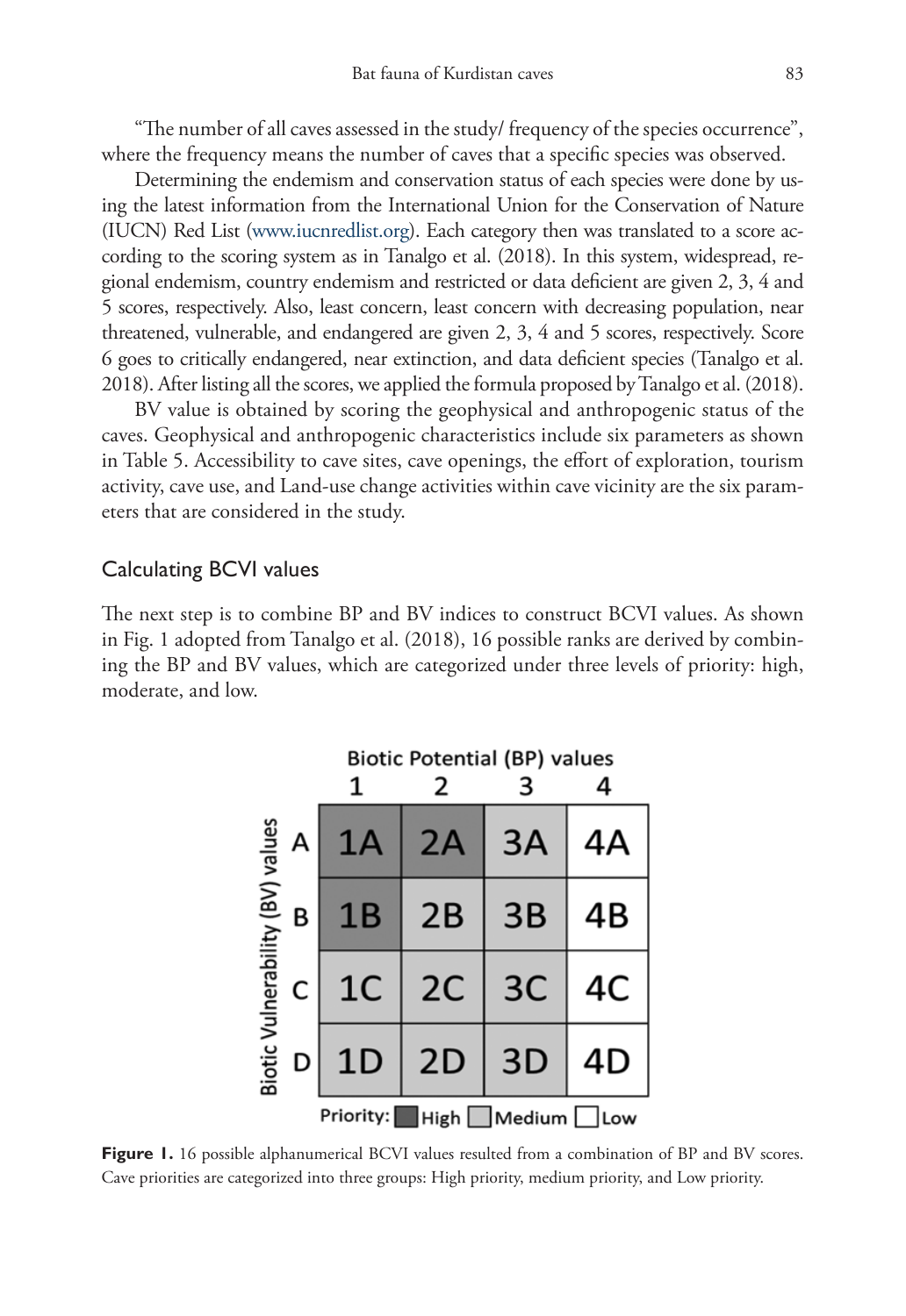"The number of all caves assessed in the study/ frequency of the species occurrence", where the frequency means the number of caves that a specific species was observed.

Determining the endemism and conservation status of each species were done by using the latest information from the International Union for the Conservation of Nature (IUCN) Red List (www.iucnredlist.org). Each category then was translated to a score according to the scoring system as in Tanalgo et al. (2018). In this system, widespread, regional endemism, country endemism and restricted or data deficient are given 2, 3, 4 and 5 scores, respectively. Also, least concern, least concern with decreasing population, near threatened, vulnerable, and endangered are given 2, 3, 4 and 5 scores, respectively. Score 6 goes to critically endangered, near extinction, and data deficient species (Tanalgo et al. 2018). After listing all the scores, we applied the formula proposed by Tanalgo et al. (2018).

BV value is obtained by scoring the geophysical and anthropogenic status of the caves. Geophysical and anthropogenic characteristics include six parameters as shown in Table 5. Accessibility to cave sites, cave openings, the effort of exploration, tourism activity, cave use, and Land-use change activities within cave vicinity are the six parameters that are considered in the study.

## Calculating BCVI values

The next step is to combine BP and BV indices to construct BCVI values. As shown in Fig. 1 adopted from Tanalgo et al. (2018), 16 possible ranks are derived by combining the BP and BV values, which are categorized under three levels of priority: high, moderate, and low.

| Biotic Vulnerability (BV) values \ Biotic Potential (BP) values | 1 | 2 | 3 | 4 |
|---|---|---|---|---|
| A | 1A | 2A | 3A | 4A |
| B | 1B | 2B | 3B | 4B |
| C | 1C | 2C | 3C | 4C |
| D | 1D | 2D | 3D | 4D |

Priority: High (1A, 2A, 1B) | Medium (3A, 2B, 3B, 1C, 2C, 3C, 1D, 2D, 3D) | Low (4A, 4B, 4C, 4D)

**Figure 1.** 16 possible alphanumerical BCVI values resulted from a combination of BP and BV scores. Cave priorities are categorized into three groups: High priority, medium priority, and Low priority.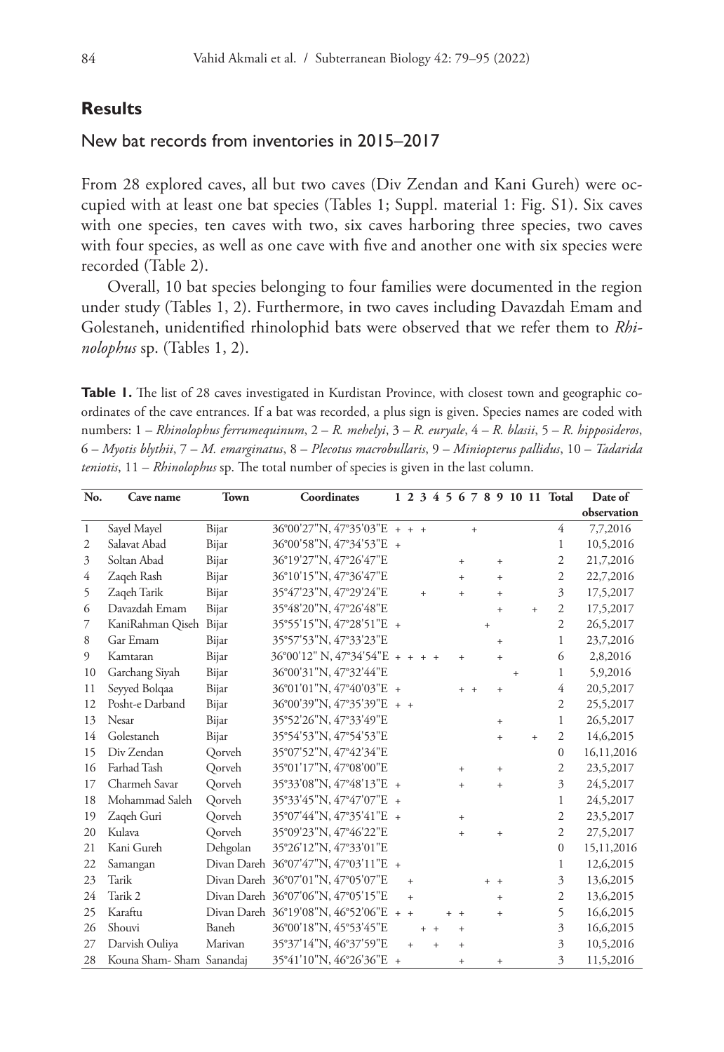## Results

### New bat records from inventories in 2015–2017

From 28 explored caves, all but two caves (Div Zendan and Kani Gureh) were occupied with at least one bat species (Tables 1; Suppl. material 1: Fig. S1). Six caves with one species, ten caves with two, six caves harboring three species, two caves with four species, as well as one cave with five and another one with six species were recorded (Table 2).

Overall, 10 bat species belonging to four families were documented in the region under study (Tables 1, 2). Furthermore, in two caves including Davazdah Emam and Golestaneh, unidentified rhinolophid bats were observed that we refer them to *Rhinolophus* sp. (Tables 1, 2).

**Table 1.** The list of 28 caves investigated in Kurdistan Province, with closest town and geographic coordinates of the cave entrances. If a bat was recorded, a plus sign is given. Species names are coded with numbers: 1 – *Rhinolophus ferrumequinum*, 2 – *R. mehelyi*, 3 – *R. euryale*, 4 – *R. blasii*, 5 – *R. hipposideros*, 6 – *Myotis blythii*, 7 – *M. emarginatus*, 8 – *Plecotus macrobullaris*, 9 – *Miniopterus pallidus*, 10 – *Tadarida teniotis*, 11 – *Rhinolophus* sp. The total number of species is given in the last column.

| No. | Cave name | Town | Coordinates | 1 | 2 | 3 | 4 | 5 | 6 | 7 | 8 | 9 | 10 | 11 | Total | Date of observation |
|---|---|---|---|---|---|---|---|---|---|---|---|---|---|---|---|---|
| 1 | Sayel Mayel | Bijar | 36°00'27"N, 47°35'03"E | + | + | + | | | | + | | | | | 4 | 7,7,2016 |
| 2 | Salavat Abad | Bijar | 36°00'58"N, 47°34'53"E | + | | | | | | | | | | | 1 | 10,5,2016 |
| 3 | Soltan Abad | Bijar | 36°19'27"N, 47°26'47"E | | | | | | + | | | + | | | 2 | 21,7,2016 |
| 4 | Zaqeh Rash | Bijar | 36°10'15"N, 47°36'47"E | | | | | | + | | | + | | | 2 | 22,7,2016 |
| 5 | Zaqeh Tarik | Bijar | 35°47'23"N, 47°29'24"E | | | | + | | + | | | + | | | 3 | 17,5,2017 |
| 6 | Davazdah Emam | Bijar | 35°48'20"N, 47°26'48"E | | | | | | | | | + | | + | 2 | 17,5,2017 |
| 7 | KaniRahman Qiseh | Bijar | 35°55'15"N, 47°28'51"E | + | | | | | | | + | | | | 2 | 26,5,2017 |
| 8 | Gar Emam | Bijar | 35°57'53"N, 47°33'23"E | | | | | | | | | + | | | 1 | 23,7,2016 |
| 9 | Kamtaran | Bijar | 36°00'12" N, 47°34'54"E | + | + | + | + | | + | | | + | | | 6 | 2,8,2016 |
| 10 | Garchang Siyah | Bijar | 36°00'31"N, 47°32'44"E | | | | | | | | | | + | | 1 | 5,9,2016 |
| 11 | Seyyed Bolqaa | Bijar | 36°01'01"N, 47°40'03"E | + | | | | | + | + | | + | | | 4 | 20,5,2017 |
| 12 | Posht-e Darband | Bijar | 36°00'39"N, 47°35'39"E | + | + | | | | | | | | | | 2 | 25,5,2017 |
| 13 | Nesar | Bijar | 35°52'26"N, 47°33'49"E | | | | | | | | | + | | | 1 | 26,5,2017 |
| 14 | Golestaneh | Bijar | 35°54'53"N, 47°54'53"E | | | | | | | | | + | | + | 2 | 14,6,2015 |
| 15 | Div Zendan | Qorveh | 35°07'52"N, 47°42'34"E | | | | | | | | | | | | 0 | 16,11,2016 |
| 16 | Farhad Tash | Qorveh | 35°01'17"N, 47°08'00"E | | | | | | + | | | + | | | 2 | 23,5,2017 |
| 17 | Charmeh Savar | Qorveh | 35°33'08"N, 47°48'13"E | + | | | | | + | | | + | | | 3 | 24,5,2017 |
| 18 | Mohammad Saleh | Qorveh | 35°33'45"N, 47°47'07"E | + | | | | | | | | | | | 1 | 24,5,2017 |
| 19 | Zaqeh Guri | Qorveh | 35°07'44"N, 47°35'41"E | + | | | | | + | | | | | | 2 | 23,5,2017 |
| 20 | Kulava | Qorveh | 35°09'23"N, 47°46'22"E | | | | | | + | | | + | | | 2 | 27,5,2017 |
| 21 | Kani Gureh | Dehgolan | 35°26'12"N, 47°33'01"E | | | | | | | | | | | | 0 | 15,11,2016 |
| 22 | Samangan | Divan Dareh | 36°07'47"N, 47°03'11"E | + | | | | | | | | | | | 1 | 12,6,2015 |
| 23 | Tarik | Divan Dareh | 36°07'01"N, 47°05'07"E | | + | | | | | | + | + | | | 3 | 13,6,2015 |
| 24 | Tarik 2 | Divan Dareh | 36°07'06"N, 47°05'15"E | | + | | | | | | | + | | | 2 | 13,6,2015 |
| 25 | Karaftu | Divan Dareh | 36°19'08"N, 46°52'06"E | + | + | | | + | + | | | + | | | 5 | 16,6,2015 |
| 26 | Shouvi | Baneh | 36°00'18"N, 45°53'45"E | | | | + | + | + | | | | | | 3 | 16,6,2015 |
| 27 | Darvish Ouliya | Marivan | 35°37'14"N, 46°37'59"E | | + | | | + | + | | | | | | 3 | 10,5,2016 |
| 28 | Kouna Sham- Sham | Sanandaj | 35°41'10"N, 46°26'36"E | + | | | | | + | | | + | | | 3 | 11,5,2016 |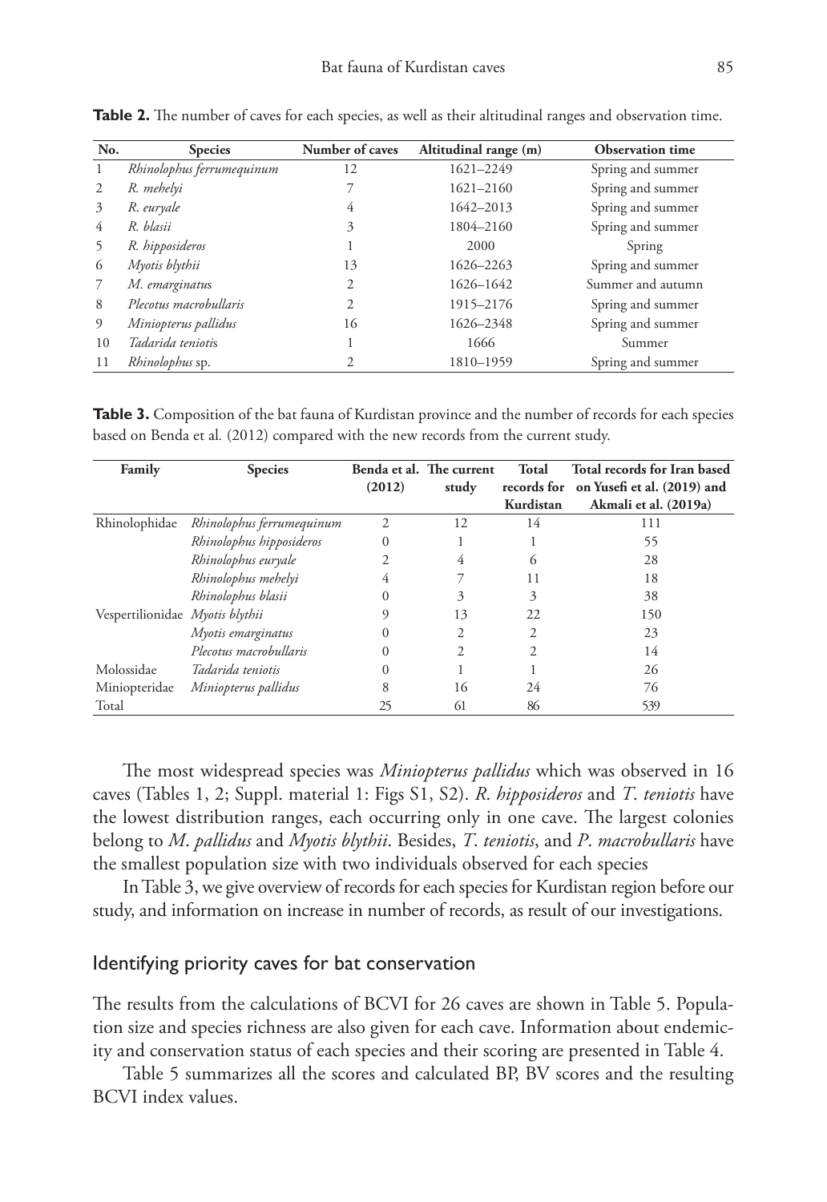**Table 2.** The number of caves for each species, as well as their altitudinal ranges and observation time.

| No. | Species | Number of caves | Altitudinal range (m) | Observation time |
|---|---|---|---|---|
| 1 | *Rhinolophus ferrumequinum* | 12 | 1621–2249 | Spring and summer |
| 2 | *R. mehelyi* | 7 | 1621–2160 | Spring and summer |
| 3 | *R. euryale* | 4 | 1642–2013 | Spring and summer |
| 4 | *R. blasii* | 3 | 1804–2160 | Spring and summer |
| 5 | *R. hipposideros* | 1 | 2000 | Spring |
| 6 | *Myotis blythii* | 13 | 1626–2263 | Spring and summer |
| 7 | *M. emarginatus* | 2 | 1626–1642 | Summer and autumn |
| 8 | *Plecotus macrobullaris* | 2 | 1915–2176 | Spring and summer |
| 9 | *Miniopterus pallidus* | 16 | 1626–2348 | Spring and summer |
| 10 | *Tadarida teniotis* | 1 | 1666 | Summer |
| 11 | *Rhinolophus* sp. | 2 | 1810–1959 | Spring and summer |

**Table 3.** Composition of the bat fauna of Kurdistan province and the number of records for each species based on Benda et al. (2012) compared with the new records from the current study.

| Family | Species | Benda et al. (2012) | The current study | Total records for Kurdistan | Total records for Iran based on Yusefi et al. (2019) and Akmali et al. (2019a) |
|---|---|---|---|---|---|
| Rhinolophidae | *Rhinolophus ferrumequinum* | 2 | 12 | 14 | 111 |
| | *Rhinolophus hipposideros* | 0 | 1 | 1 | 55 |
| | *Rhinolophus euryale* | 2 | 4 | 6 | 28 |
| | *Rhinolophus mehelyi* | 4 | 7 | 11 | 18 |
| | *Rhinolophus blasii* | 0 | 3 | 3 | 38 |
| Vespertilionidae | *Myotis blythii* | 9 | 13 | 22 | 150 |
| | *Myotis emarginatus* | 0 | 2 | 2 | 23 |
| | *Plecotus macrobullaris* | 0 | 2 | 2 | 14 |
| Molossidae | *Tadarida teniotis* | 0 | 1 | 1 | 26 |
| Miniopteridae | *Miniopterus pallidus* | 8 | 16 | 24 | 76 |
| Total | | 25 | 61 | 86 | 539 |

The most widespread species was *Miniopterus pallidus* which was observed in 16 caves (Tables 1, 2; Suppl. material 1: Figs S1, S2). *R. hipposideros* and *T. teniotis* have the lowest distribution ranges, each occurring only in one cave. The largest colonies belong to *M. pallidus* and *Myotis blythii*. Besides, *T. teniotis*, and *P. macrobullaris* have the smallest population size with two individuals observed for each species

In Table 3, we give overview of records for each species for Kurdistan region before our study, and information on increase in number of records, as result of our investigations.

## Identifying priority caves for bat conservation

The results from the calculations of BCVI for 26 caves are shown in Table 5. Population size and species richness are also given for each cave. Information about endemicity and conservation status of each species and their scoring are presented in Table 4.

Table 5 summarizes all the scores and calculated BP, BV scores and the resulting BCVI index values.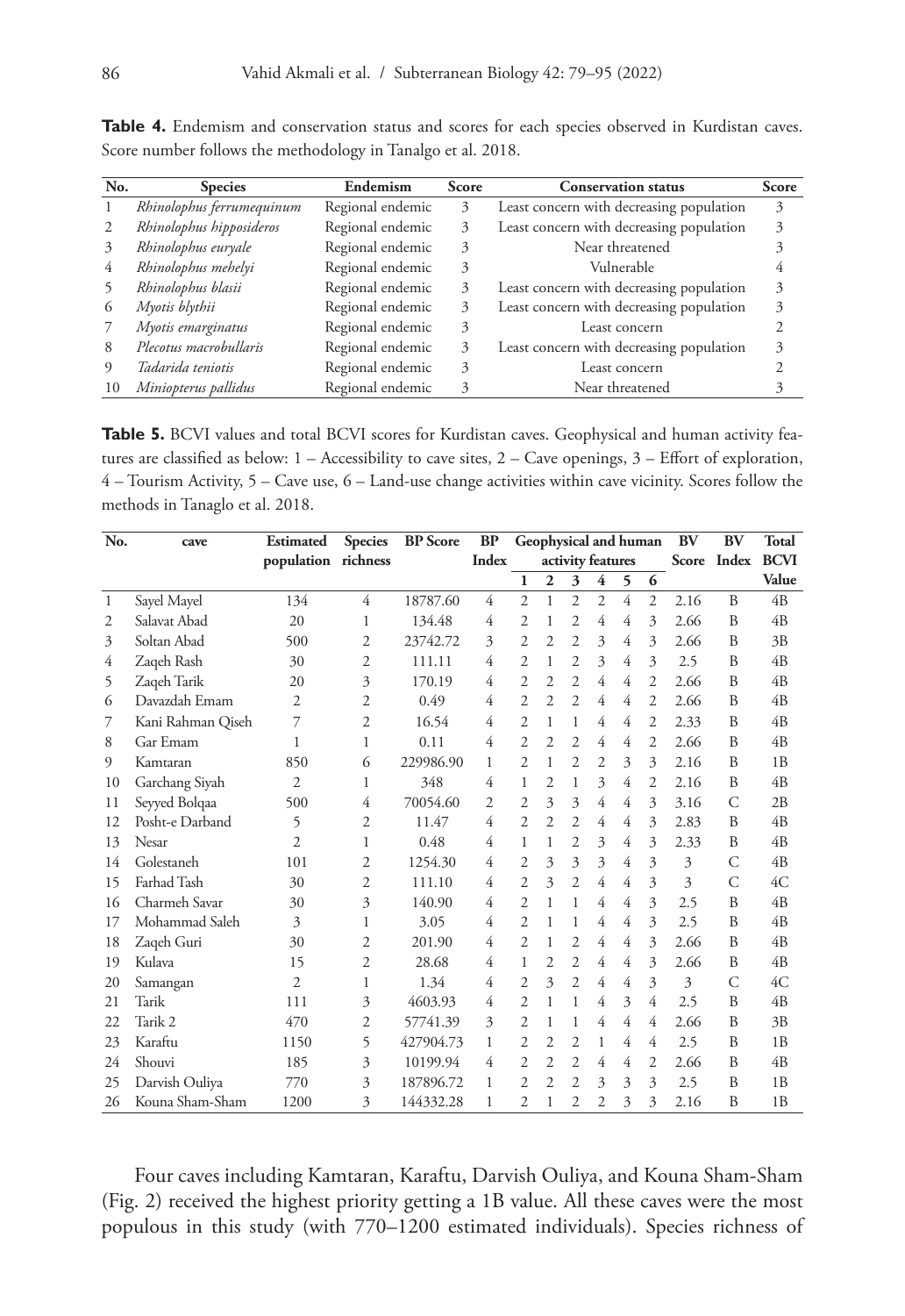**Table 4.** Endemism and conservation status and scores for each species observed in Kurdistan caves. Score number follows the methodology in Tanalgo et al. 2018.

| No. | Species | Endemism | Score | Conservation status | Score |
|---|---|---|---|---|---|
| 1 | *Rhinolophus ferrumequinum* | Regional endemic | 3 | Least concern with decreasing population | 3 |
| 2 | *Rhinolophus hipposideros* | Regional endemic | 3 | Least concern with decreasing population | 3 |
| 3 | *Rhinolophus euryale* | Regional endemic | 3 | Near threatened | 3 |
| 4 | *Rhinolophus mehelyi* | Regional endemic | 3 | Vulnerable | 4 |
| 5 | *Rhinolophus blasii* | Regional endemic | 3 | Least concern with decreasing population | 3 |
| 6 | *Myotis blythii* | Regional endemic | 3 | Least concern with decreasing population | 3 |
| 7 | *Myotis emarginatus* | Regional endemic | 3 | Least concern | 2 |
| 8 | *Plecotus macrobullaris* | Regional endemic | 3 | Least concern with decreasing population | 3 |
| 9 | *Tadarida teniotis* | Regional endemic | 3 | Least concern | 2 |
| 10 | *Miniopterus pallidus* | Regional endemic | 3 | Near threatened | 3 |

**Table 5.** BCVI values and total BCVI scores for Kurdistan caves. Geophysical and human activity features are classified as below: 1 – Accessibility to cave sites, 2 – Cave openings, 3 – Effort of exploration, 4 – Tourism Activity, 5 – Cave use, 6 – Land-use change activities within cave vicinity. Scores follow the methods in Tanaglo et al. 2018.

| No. | cave | Estimated population | Species richness | BP Score | BP Index | Geophysical and human activity features | | | | | | BV Score | BV Index | Total BCVI Value |
|---|---|---|---|---|---|---|---|---|---|---|---|---|---|---|
| | | | | | | 1 | 2 | 3 | 4 | 5 | 6 | | | |
| 1 | Sayel Mayel | 134 | 4 | 18787.60 | 4 | 2 | 1 | 2 | 2 | 4 | 2 | 2.16 | B | 4B |
| 2 | Salavat Abad | 20 | 1 | 134.48 | 4 | 2 | 1 | 2 | 4 | 4 | 3 | 2.66 | B | 4B |
| 3 | Soltan Abad | 500 | 2 | 23742.72 | 3 | 2 | 2 | 2 | 3 | 4 | 3 | 2.66 | B | 3B |
| 4 | Zaqeh Rash | 30 | 2 | 111.11 | 4 | 2 | 1 | 2 | 3 | 4 | 3 | 2.5 | B | 4B |
| 5 | Zaqeh Tarik | 20 | 3 | 170.19 | 4 | 2 | 2 | 2 | 4 | 4 | 2 | 2.66 | B | 4B |
| 6 | Davazdah Emam | 2 | 2 | 0.49 | 4 | 2 | 2 | 2 | 4 | 4 | 2 | 2.66 | B | 4B |
| 7 | Kani Rahman Qiseh | 7 | 2 | 16.54 | 4 | 2 | 1 | 1 | 4 | 4 | 2 | 2.33 | B | 4B |
| 8 | Gar Emam | 1 | 1 | 0.11 | 4 | 2 | 2 | 2 | 4 | 4 | 2 | 2.66 | B | 4B |
| 9 | Kamtaran | 850 | 6 | 229986.90 | 1 | 2 | 1 | 2 | 2 | 3 | 3 | 2.16 | B | 1B |
| 10 | Garchang Siyah | 2 | 1 | 348 | 4 | 1 | 2 | 1 | 3 | 4 | 2 | 2.16 | B | 4B |
| 11 | Seyyed Bolqaa | 500 | 4 | 70054.60 | 2 | 2 | 3 | 3 | 4 | 4 | 3 | 3.16 | C | 2B |
| 12 | Posht-e Darband | 5 | 2 | 11.47 | 4 | 2 | 2 | 2 | 4 | 4 | 3 | 2.83 | B | 4B |
| 13 | Nesar | 2 | 1 | 0.48 | 4 | 1 | 1 | 2 | 3 | 4 | 3 | 2.33 | B | 4B |
| 14 | Golestaneh | 101 | 2 | 1254.30 | 4 | 2 | 3 | 3 | 3 | 4 | 3 | 3 | C | 4B |
| 15 | Farhad Tash | 30 | 2 | 111.10 | 4 | 2 | 3 | 2 | 4 | 4 | 3 | 3 | C | 4C |
| 16 | Charmeh Savar | 30 | 3 | 140.90 | 4 | 2 | 1 | 1 | 4 | 4 | 3 | 2.5 | B | 4B |
| 17 | Mohammad Saleh | 3 | 1 | 3.05 | 4 | 2 | 1 | 1 | 4 | 4 | 3 | 2.5 | B | 4B |
| 18 | Zaqeh Guri | 30 | 2 | 201.90 | 4 | 2 | 1 | 2 | 4 | 4 | 3 | 2.66 | B | 4B |
| 19 | Kulava | 15 | 2 | 28.68 | 4 | 1 | 2 | 2 | 4 | 4 | 3 | 2.66 | B | 4B |
| 20 | Samangan | 2 | 1 | 1.34 | 4 | 2 | 3 | 2 | 4 | 4 | 3 | 3 | C | 4C |
| 21 | Tarik | 111 | 3 | 4603.93 | 4 | 2 | 1 | 1 | 4 | 3 | 4 | 2.5 | B | 4B |
| 22 | Tarik 2 | 470 | 2 | 57741.39 | 3 | 2 | 1 | 1 | 4 | 4 | 4 | 2.66 | B | 3B |
| 23 | Karaftu | 1150 | 5 | 427904.73 | 1 | 2 | 2 | 2 | 1 | 4 | 4 | 2.5 | B | 1B |
| 24 | Shouvi | 185 | 3 | 10199.94 | 4 | 2 | 2 | 2 | 4 | 4 | 2 | 2.66 | B | 4B |
| 25 | Darvish Ouliya | 770 | 3 | 187896.72 | 1 | 2 | 2 | 2 | 3 | 3 | 3 | 2.5 | B | 1B |
| 26 | Kouna Sham-Sham | 1200 | 3 | 144332.28 | 1 | 2 | 1 | 2 | 2 | 3 | 3 | 2.16 | B | 1B |

Four caves including Kamtaran, Karaftu, Darvish Ouliya, and Kouna Sham-Sham (Fig. 2) received the highest priority getting a 1B value. All these caves were the most populous in this study (with 770–1200 estimated individuals). Species richness of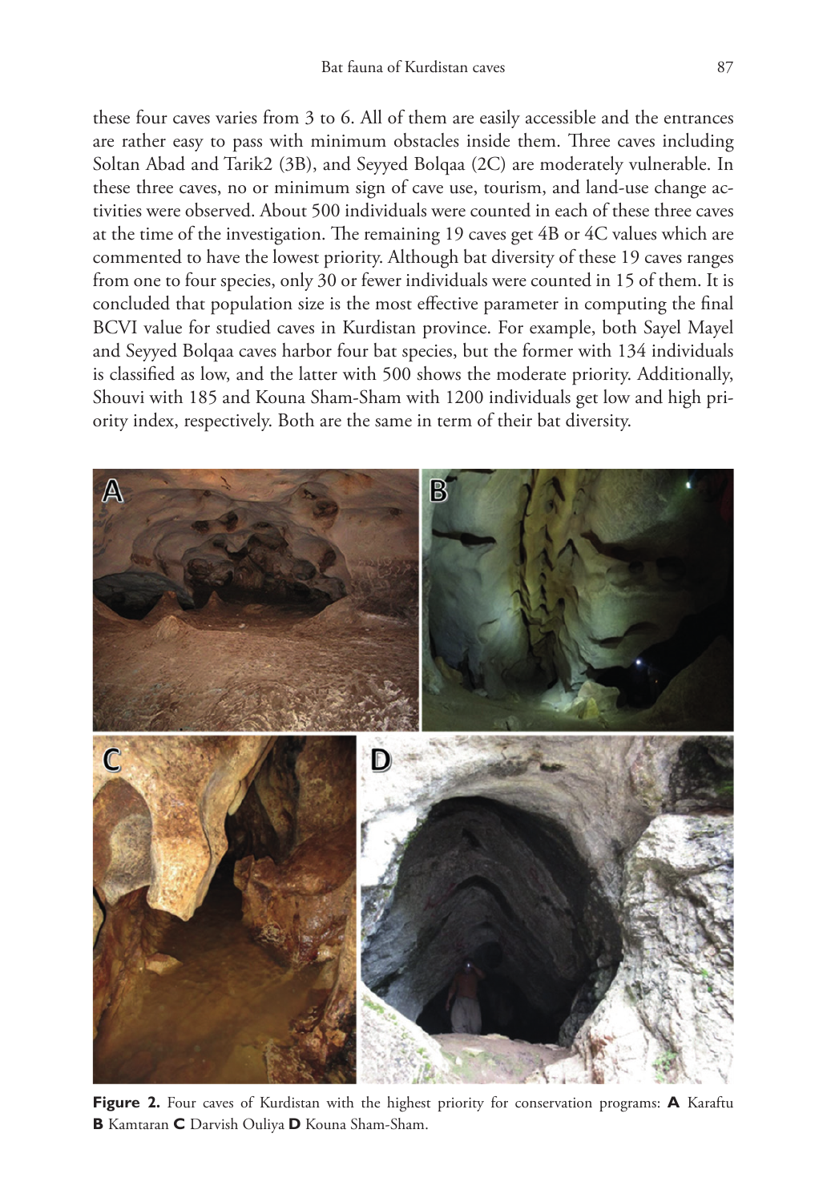these four caves varies from 3 to 6. All of them are easily accessible and the entrances are rather easy to pass with minimum obstacles inside them. Three caves including Soltan Abad and Tarik2 (3B), and Seyyed Bolqaa (2C) are moderately vulnerable. In these three caves, no or minimum sign of cave use, tourism, and land-use change activities were observed. About 500 individuals were counted in each of these three caves at the time of the investigation. The remaining 19 caves get 4B or 4C values which are commented to have the lowest priority. Although bat diversity of these 19 caves ranges from one to four species, only 30 or fewer individuals were counted in 15 of them. It is concluded that population size is the most effective parameter in computing the final BCVI value for studied caves in Kurdistan province. For example, both Sayel Mayel and Seyyed Bolqaa caves harbor four bat species, but the former with 134 individuals is classified as low, and the latter with 500 shows the moderate priority. Additionally, Shouvi with 185 and Kouna Sham-Sham with 1200 individuals get low and high priority index, respectively. Both are the same in term of their bat diversity.

**Figure 2.** Four caves of Kurdistan with the highest priority for conservation programs: **A** Karaftu **B** Kamtaran **C** Darvish Ouliya **D** Kouna Sham-Sham.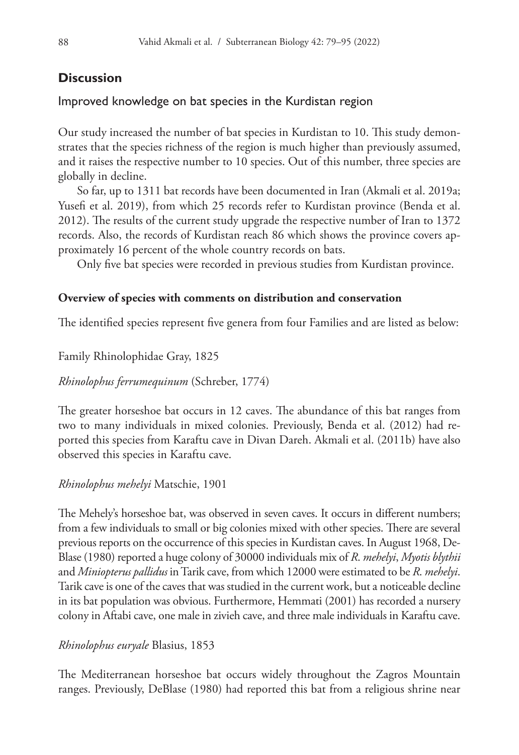## Discussion

### Improved knowledge on bat species in the Kurdistan region

Our study increased the number of bat species in Kurdistan to 10. This study demonstrates that the species richness of the region is much higher than previously assumed, and it raises the respective number to 10 species. Out of this number, three species are globally in decline.

So far, up to 1311 bat records have been documented in Iran (Akmali et al. 2019a; Yusefi et al. 2019), from which 25 records refer to Kurdistan province (Benda et al. 2012). The results of the current study upgrade the respective number of Iran to 1372 records. Also, the records of Kurdistan reach 86 which shows the province covers approximately 16 percent of the whole country records on bats.

Only five bat species were recorded in previous studies from Kurdistan province.

**Overview of species with comments on distribution and conservation**

The identified species represent five genera from four Families and are listed as below:

Family Rhinolophidae Gray, 1825

*Rhinolophus ferrumequinum* (Schreber, 1774)

The greater horseshoe bat occurs in 12 caves. The abundance of this bat ranges from two to many individuals in mixed colonies. Previously, Benda et al. (2012) had reported this species from Karaftu cave in Divan Dareh. Akmali et al. (2011b) have also observed this species in Karaftu cave.

*Rhinolophus mehelyi* Matschie, 1901

The Mehely's horseshoe bat, was observed in seven caves. It occurs in different numbers; from a few individuals to small or big colonies mixed with other species. There are several previous reports on the occurrence of this species in Kurdistan caves. In August 1968, DeBlase (1980) reported a huge colony of 30000 individuals mix of *R. mehelyi*, *Myotis blythii* and *Miniopterus pallidus* in Tarik cave, from which 12000 were estimated to be *R. mehelyi*. Tarik cave is one of the caves that was studied in the current work, but a noticeable decline in its bat population was obvious. Furthermore, Hemmati (2001) has recorded a nursery colony in Aftabi cave, one male in zivieh cave, and three male individuals in Karaftu cave.

*Rhinolophus euryale* Blasius, 1853

The Mediterranean horseshoe bat occurs widely throughout the Zagros Mountain ranges. Previously, DeBlase (1980) had reported this bat from a religious shrine near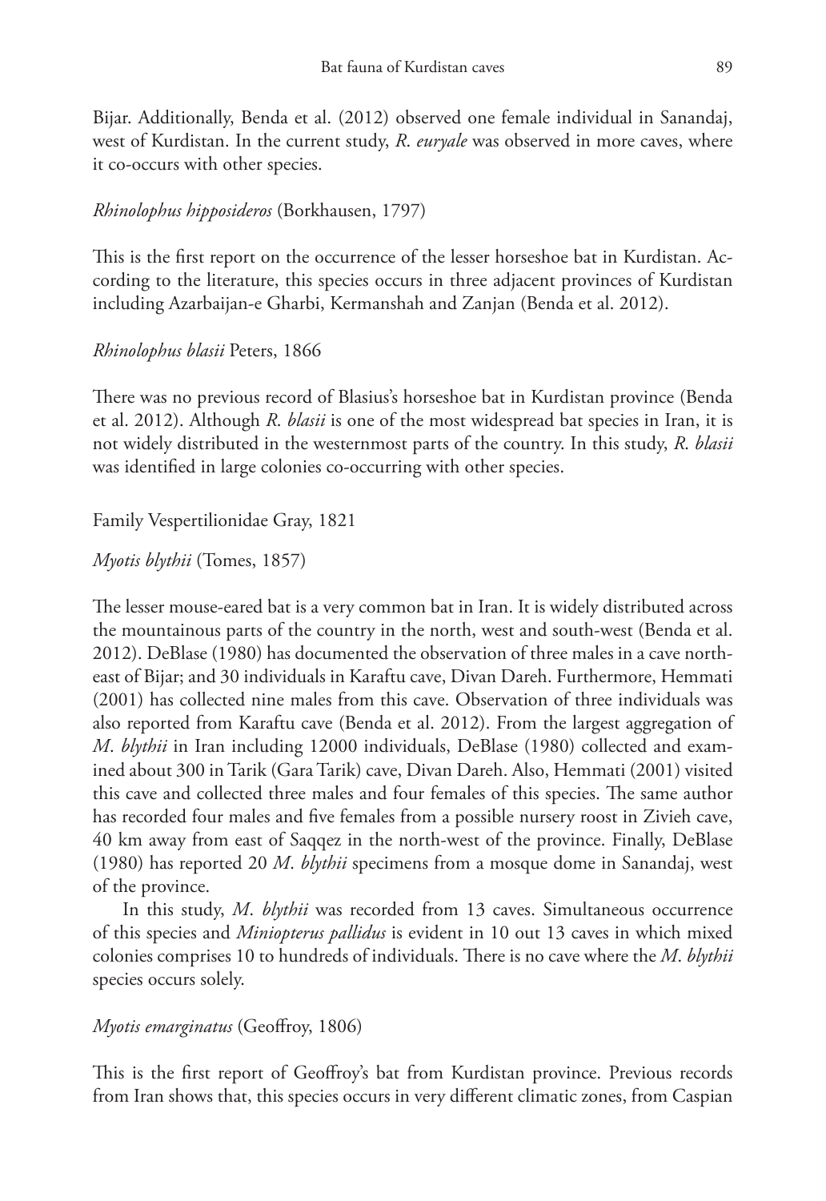Bijar. Additionally, Benda et al. (2012) observed one female individual in Sanandaj, west of Kurdistan. In the current study, *R. euryale* was observed in more caves, where it co-occurs with other species.

*Rhinolophus hipposideros* (Borkhausen, 1797)

This is the first report on the occurrence of the lesser horseshoe bat in Kurdistan. According to the literature, this species occurs in three adjacent provinces of Kurdistan including Azarbaijan-e Gharbi, Kermanshah and Zanjan (Benda et al. 2012).

*Rhinolophus blasii* Peters, 1866

There was no previous record of Blasius's horseshoe bat in Kurdistan province (Benda et al. 2012). Although *R. blasii* is one of the most widespread bat species in Iran, it is not widely distributed in the westernmost parts of the country. In this study, *R. blasii* was identified in large colonies co-occurring with other species.

Family Vespertilionidae Gray, 1821

*Myotis blythii* (Tomes, 1857)

The lesser mouse-eared bat is a very common bat in Iran. It is widely distributed across the mountainous parts of the country in the north, west and south-west (Benda et al. 2012). DeBlase (1980) has documented the observation of three males in a cave north-east of Bijar; and 30 individuals in Karaftu cave, Divan Dareh. Furthermore, Hemmati (2001) has collected nine males from this cave. Observation of three individuals was also reported from Karaftu cave (Benda et al. 2012). From the largest aggregation of *M. blythii* in Iran including 12000 individuals, DeBlase (1980) collected and examined about 300 in Tarik (Gara Tarik) cave, Divan Dareh. Also, Hemmati (2001) visited this cave and collected three males and four females of this species. The same author has recorded four males and five females from a possible nursery roost in Zivieh cave, 40 km away from east of Saqqez in the north-west of the province. Finally, DeBlase (1980) has reported 20 *M. blythii* specimens from a mosque dome in Sanandaj, west of the province.

In this study, *M. blythii* was recorded from 13 caves. Simultaneous occurrence of this species and *Miniopterus pallidus* is evident in 10 out 13 caves in which mixed colonies comprises 10 to hundreds of individuals. There is no cave where the *M. blythii* species occurs solely.

*Myotis emarginatus* (Geoffroy, 1806)

This is the first report of Geoffroy's bat from Kurdistan province. Previous records from Iran shows that, this species occurs in very different climatic zones, from Caspian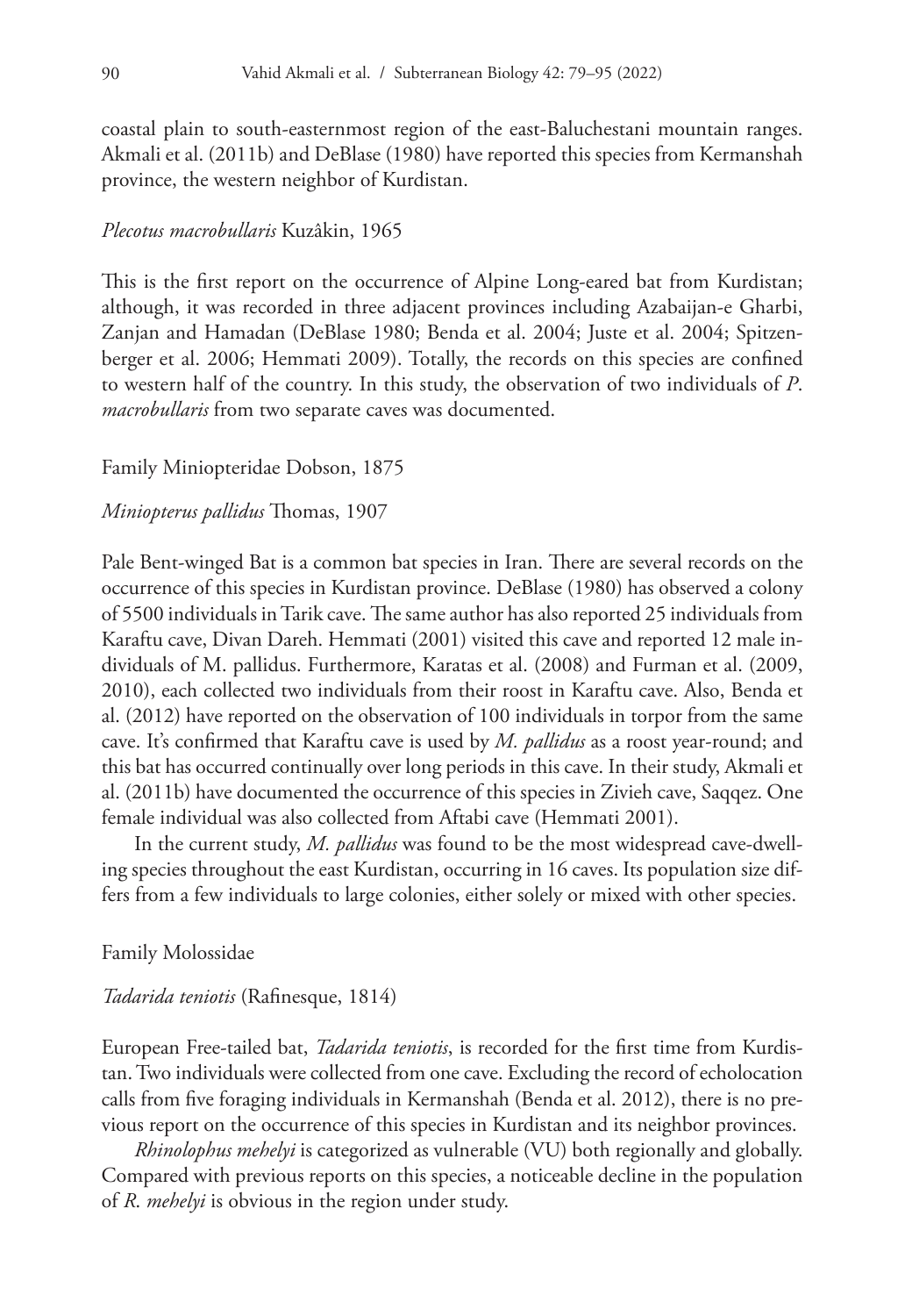coastal plain to south-easternmost region of the east-Baluchestani mountain ranges. Akmali et al. (2011b) and DeBlase (1980) have reported this species from Kermanshah province, the western neighbor of Kurdistan.

*Plecotus macrobullaris* Kuzâkin, 1965

This is the first report on the occurrence of Alpine Long-eared bat from Kurdistan; although, it was recorded in three adjacent provinces including Azabaijan-e Gharbi, Zanjan and Hamadan (DeBlase 1980; Benda et al. 2004; Juste et al. 2004; Spitzenberger et al. 2006; Hemmati 2009). Totally, the records on this species are confined to western half of the country. In this study, the observation of two individuals of *P. macrobullaris* from two separate caves was documented.

Family Miniopteridae Dobson, 1875

*Miniopterus pallidus* Thomas, 1907

Pale Bent-winged Bat is a common bat species in Iran. There are several records on the occurrence of this species in Kurdistan province. DeBlase (1980) has observed a colony of 5500 individuals in Tarik cave. The same author has also reported 25 individuals from Karaftu cave, Divan Dareh. Hemmati (2001) visited this cave and reported 12 male individuals of M. pallidus. Furthermore, Karatas et al. (2008) and Furman et al. (2009, 2010), each collected two individuals from their roost in Karaftu cave. Also, Benda et al. (2012) have reported on the observation of 100 individuals in torpor from the same cave. It's confirmed that Karaftu cave is used by *M. pallidus* as a roost year-round; and this bat has occurred continually over long periods in this cave. In their study, Akmali et al. (2011b) have documented the occurrence of this species in Zivieh cave, Saqqez. One female individual was also collected from Aftabi cave (Hemmati 2001).

In the current study, *M. pallidus* was found to be the most widespread cave-dwelling species throughout the east Kurdistan, occurring in 16 caves. Its population size differs from a few individuals to large colonies, either solely or mixed with other species.

Family Molossidae

*Tadarida teniotis* (Rafinesque, 1814)

European Free-tailed bat, *Tadarida teniotis*, is recorded for the first time from Kurdistan. Two individuals were collected from one cave. Excluding the record of echolocation calls from five foraging individuals in Kermanshah (Benda et al. 2012), there is no previous report on the occurrence of this species in Kurdistan and its neighbor provinces.

*Rhinolophus mehelyi* is categorized as vulnerable (VU) both regionally and globally. Compared with previous reports on this species, a noticeable decline in the population of *R. mehelyi* is obvious in the region under study.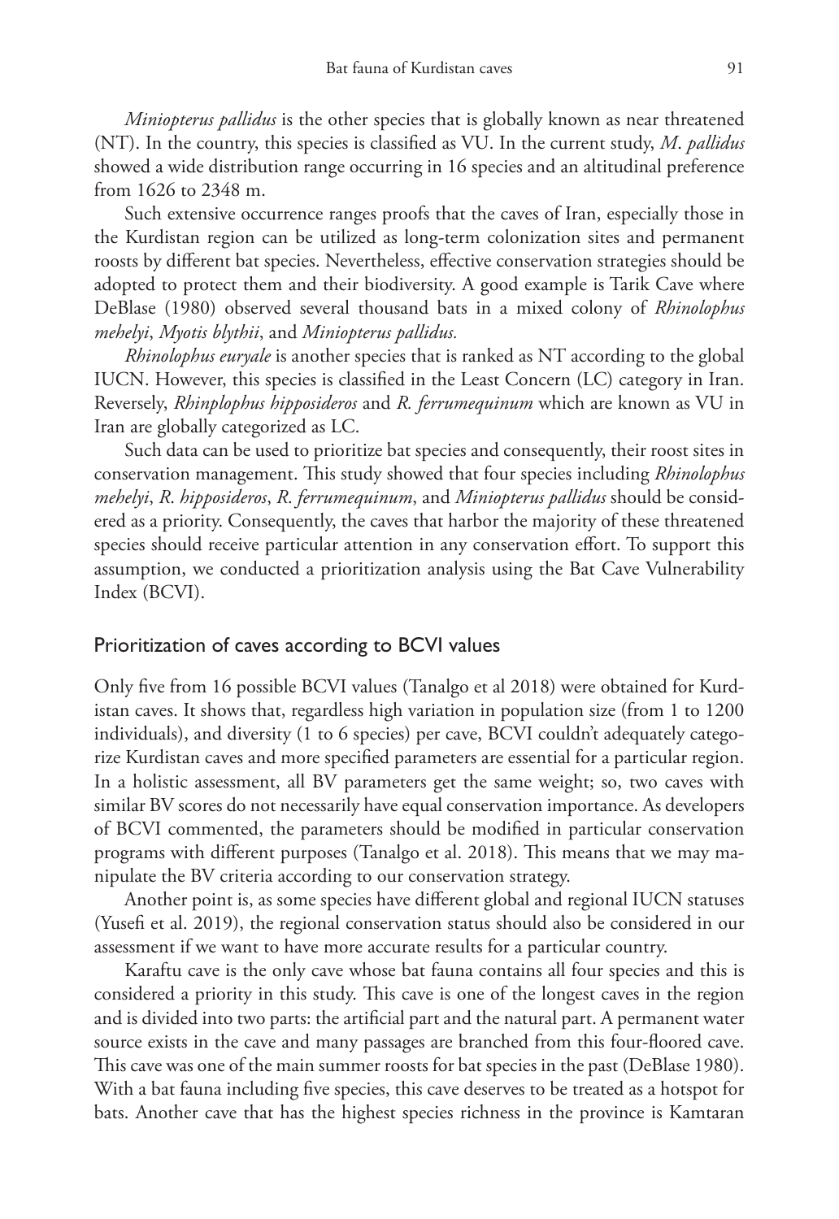*Miniopterus pallidus* is the other species that is globally known as near threatened (NT). In the country, this species is classified as VU. In the current study, *M. pallidus* showed a wide distribution range occurring in 16 species and an altitudinal preference from 1626 to 2348 m.

Such extensive occurrence ranges proofs that the caves of Iran, especially those in the Kurdistan region can be utilized as long-term colonization sites and permanent roosts by different bat species. Nevertheless, effective conservation strategies should be adopted to protect them and their biodiversity. A good example is Tarik Cave where DeBlase (1980) observed several thousand bats in a mixed colony of *Rhinolophus mehelyi*, *Myotis blythii*, and *Miniopterus pallidus.*

*Rhinolophus euryale* is another species that is ranked as NT according to the global IUCN. However, this species is classified in the Least Concern (LC) category in Iran. Reversely, *Rhinplophus hipposideros* and *R. ferrumequinum* which are known as VU in Iran are globally categorized as LC.

Such data can be used to prioritize bat species and consequently, their roost sites in conservation management. This study showed that four species including *Rhinolophus mehelyi*, *R. hipposideros*, *R. ferrumequinum*, and *Miniopterus pallidus* should be considered as a priority. Consequently, the caves that harbor the majority of these threatened species should receive particular attention in any conservation effort. To support this assumption, we conducted a prioritization analysis using the Bat Cave Vulnerability Index (BCVI).

## Prioritization of caves according to BCVI values

Only five from 16 possible BCVI values (Tanalgo et al 2018) were obtained for Kurdistan caves. It shows that, regardless high variation in population size (from 1 to 1200 individuals), and diversity (1 to 6 species) per cave, BCVI couldn't adequately categorize Kurdistan caves and more specified parameters are essential for a particular region. In a holistic assessment, all BV parameters get the same weight; so, two caves with similar BV scores do not necessarily have equal conservation importance. As developers of BCVI commented, the parameters should be modified in particular conservation programs with different purposes (Tanalgo et al. 2018). This means that we may manipulate the BV criteria according to our conservation strategy.

Another point is, as some species have different global and regional IUCN statuses (Yusefi et al. 2019), the regional conservation status should also be considered in our assessment if we want to have more accurate results for a particular country.

Karaftu cave is the only cave whose bat fauna contains all four species and this is considered a priority in this study. This cave is one of the longest caves in the region and is divided into two parts: the artificial part and the natural part. A permanent water source exists in the cave and many passages are branched from this four-floored cave. This cave was one of the main summer roosts for bat species in the past (DeBlase 1980). With a bat fauna including five species, this cave deserves to be treated as a hotspot for bats. Another cave that has the highest species richness in the province is Kamtaran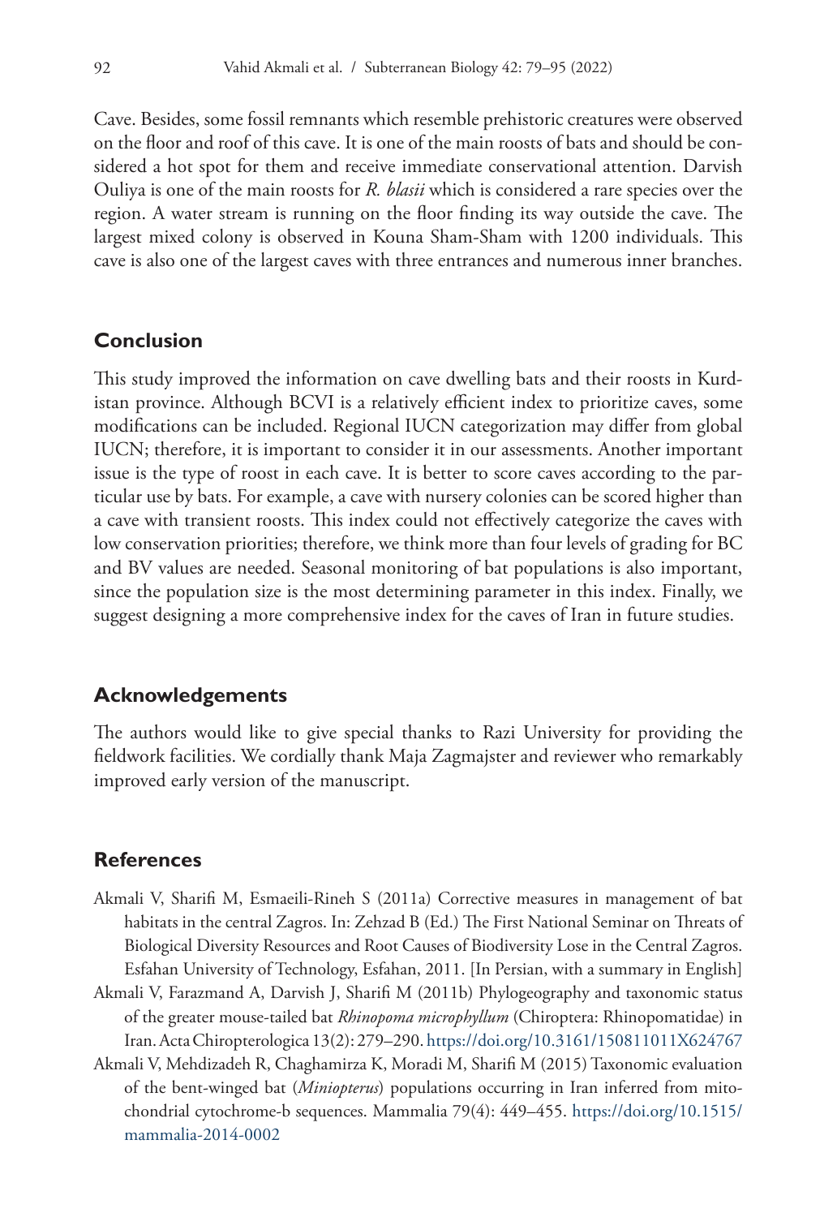Cave. Besides, some fossil remnants which resemble prehistoric creatures were observed on the floor and roof of this cave. It is one of the main roosts of bats and should be considered a hot spot for them and receive immediate conservational attention. Darvish Ouliya is one of the main roosts for *R. blasii* which is considered a rare species over the region. A water stream is running on the floor finding its way outside the cave. The largest mixed colony is observed in Kouna Sham-Sham with 1200 individuals. This cave is also one of the largest caves with three entrances and numerous inner branches.

## Conclusion

This study improved the information on cave dwelling bats and their roosts in Kurdistan province. Although BCVI is a relatively efficient index to prioritize caves, some modifications can be included. Regional IUCN categorization may differ from global IUCN; therefore, it is important to consider it in our assessments. Another important issue is the type of roost in each cave. It is better to score caves according to the particular use by bats. For example, a cave with nursery colonies can be scored higher than a cave with transient roosts. This index could not effectively categorize the caves with low conservation priorities; therefore, we think more than four levels of grading for BC and BV values are needed. Seasonal monitoring of bat populations is also important, since the population size is the most determining parameter in this index. Finally, we suggest designing a more comprehensive index for the caves of Iran in future studies.

## Acknowledgements

The authors would like to give special thanks to Razi University for providing the fieldwork facilities. We cordially thank Maja Zagmajster and reviewer who remarkably improved early version of the manuscript.

## References

Akmali V, Sharifi M, Esmaeili-Rineh S (2011a) Corrective measures in management of bat habitats in the central Zagros. In: Zehzad B (Ed.) The First National Seminar on Threats of Biological Diversity Resources and Root Causes of Biodiversity Lose in the Central Zagros. Esfahan University of Technology, Esfahan, 2011. [In Persian, with a summary in English]

Akmali V, Farazmand A, Darvish J, Sharifi M (2011b) Phylogeography and taxonomic status of the greater mouse-tailed bat *Rhinopoma microphyllum* (Chiroptera: Rhinopomatidae) in Iran. Acta Chiropterologica 13(2): 279–290. https://doi.org/10.3161/150811011X624767

Akmali V, Mehdizadeh R, Chaghamirza K, Moradi M, Sharifi M (2015) Taxonomic evaluation of the bent-winged bat (*Miniopterus*) populations occurring in Iran inferred from mitochondrial cytochrome-b sequences. Mammalia 79(4): 449–455. https://doi.org/10.1515/mammalia-2014-0002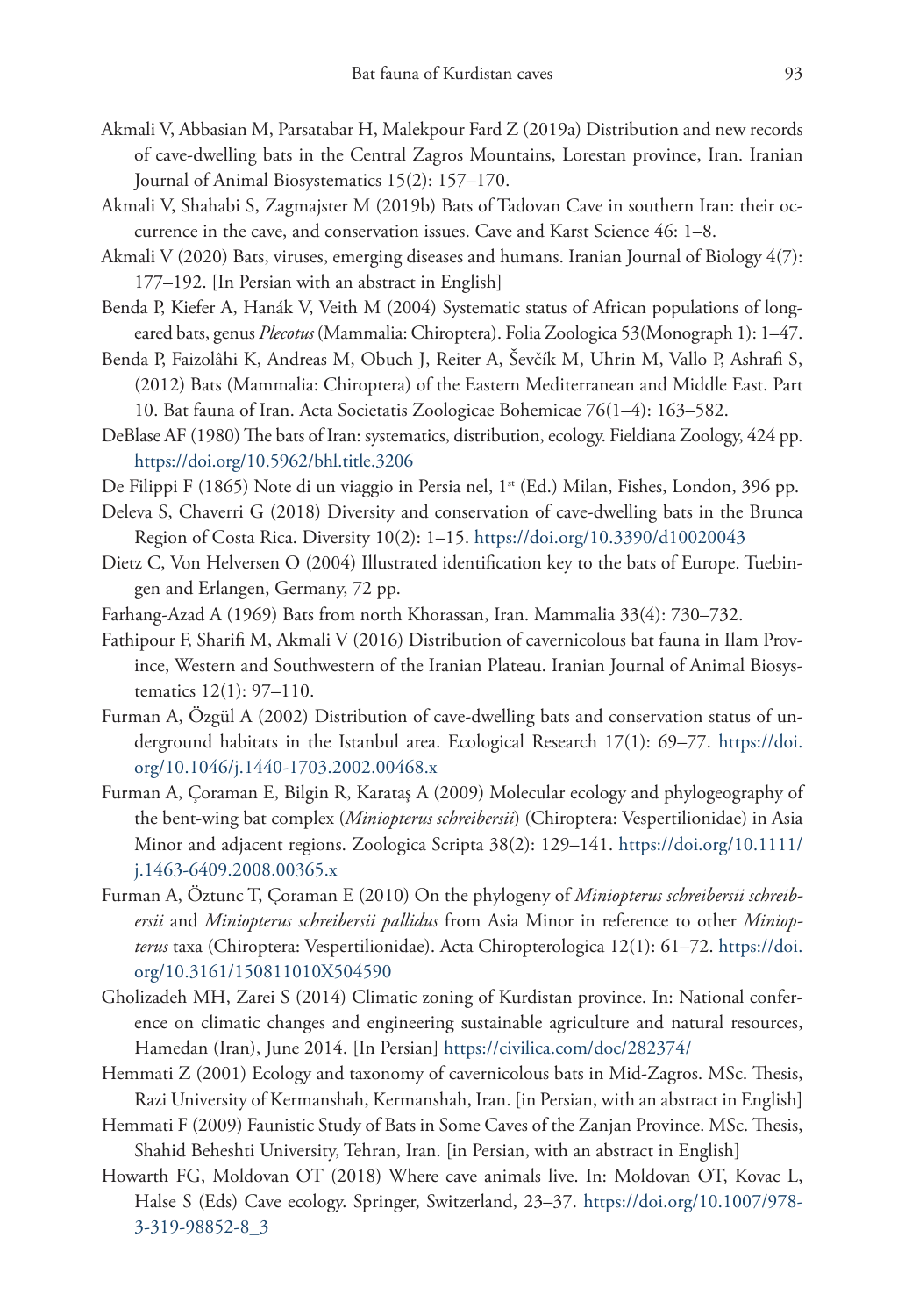Akmali V, Abbasian M, Parsatabar H, Malekpour Fard Z (2019a) Distribution and new records of cave-dwelling bats in the Central Zagros Mountains, Lorestan province, Iran. Iranian Journal of Animal Biosystematics 15(2): 157–170.

Akmali V, Shahabi S, Zagmajster M (2019b) Bats of Tadovan Cave in southern Iran: their occurrence in the cave, and conservation issues. Cave and Karst Science 46: 1–8.

Akmali V (2020) Bats, viruses, emerging diseases and humans. Iranian Journal of Biology 4(7): 177–192. [In Persian with an abstract in English]

Benda P, Kiefer A, Hanák V, Veith M (2004) Systematic status of African populations of long-eared bats, genus *Plecotus* (Mammalia: Chiroptera). Folia Zoologica 53(Monograph 1): 1–47.

Benda P, Faizolâhi K, Andreas M, Obuch J, Reiter A, Ševčík M, Uhrin M, Vallo P, Ashrafi S, (2012) Bats (Mammalia: Chiroptera) of the Eastern Mediterranean and Middle East. Part 10. Bat fauna of Iran. Acta Societatis Zoologicae Bohemicae 76(1–4): 163–582.

DeBlase AF (1980) The bats of Iran: systematics, distribution, ecology. Fieldiana Zoology, 424 pp. https://doi.org/10.5962/bhl.title.3206

De Filippi F (1865) Note di un viaggio in Persia nel, 1st (Ed.) Milan, Fishes, London, 396 pp.

Deleva S, Chaverri G (2018) Diversity and conservation of cave-dwelling bats in the Brunca Region of Costa Rica. Diversity 10(2): 1–15. https://doi.org/10.3390/d10020043

Dietz C, Von Helversen O (2004) Illustrated identification key to the bats of Europe. Tuebingen and Erlangen, Germany, 72 pp.

Farhang-Azad A (1969) Bats from north Khorassan, Iran. Mammalia 33(4): 730–732.

Fathipour F, Sharifi M, Akmali V (2016) Distribution of cavernicolous bat fauna in Ilam Province, Western and Southwestern of the Iranian Plateau. Iranian Journal of Animal Biosystematics 12(1): 97–110.

Furman A, Özgül A (2002) Distribution of cave-dwelling bats and conservation status of underground habitats in the Istanbul area. Ecological Research 17(1): 69–77. https://doi.org/10.1046/j.1440-1703.2002.00468.x

Furman A, Çoraman E, Bilgin R, Karataş A (2009) Molecular ecology and phylogeography of the bent-wing bat complex (*Miniopterus schreibersii*) (Chiroptera: Vespertilionidae) in Asia Minor and adjacent regions. Zoologica Scripta 38(2): 129–141. https://doi.org/10.1111/j.1463-6409.2008.00365.x

Furman A, Öztunc T, Çoraman E (2010) On the phylogeny of *Miniopterus schreibersii schreibersii* and *Miniopterus schreibersii pallidus* from Asia Minor in reference to other *Miniopterus* taxa (Chiroptera: Vespertilionidae). Acta Chiropterologica 12(1): 61–72. https://doi.org/10.3161/150811010X504590

Gholizadeh MH, Zarei S (2014) Climatic zoning of Kurdistan province. In: National conference on climatic changes and engineering sustainable agriculture and natural resources, Hamedan (Iran), June 2014. [In Persian] https://civilica.com/doc/282374/

Hemmati Z (2001) Ecology and taxonomy of cavernicolous bats in Mid-Zagros. MSc. Thesis, Razi University of Kermanshah, Kermanshah, Iran. [in Persian, with an abstract in English]

Hemmati F (2009) Faunistic Study of Bats in Some Caves of the Zanjan Province. MSc. Thesis, Shahid Beheshti University, Tehran, Iran. [in Persian, with an abstract in English]

Howarth FG, Moldovan OT (2018) Where cave animals live. In: Moldovan OT, Kovac L, Halse S (Eds) Cave ecology. Springer, Switzerland, 23–37. https://doi.org/10.1007/978-3-319-98852-8_3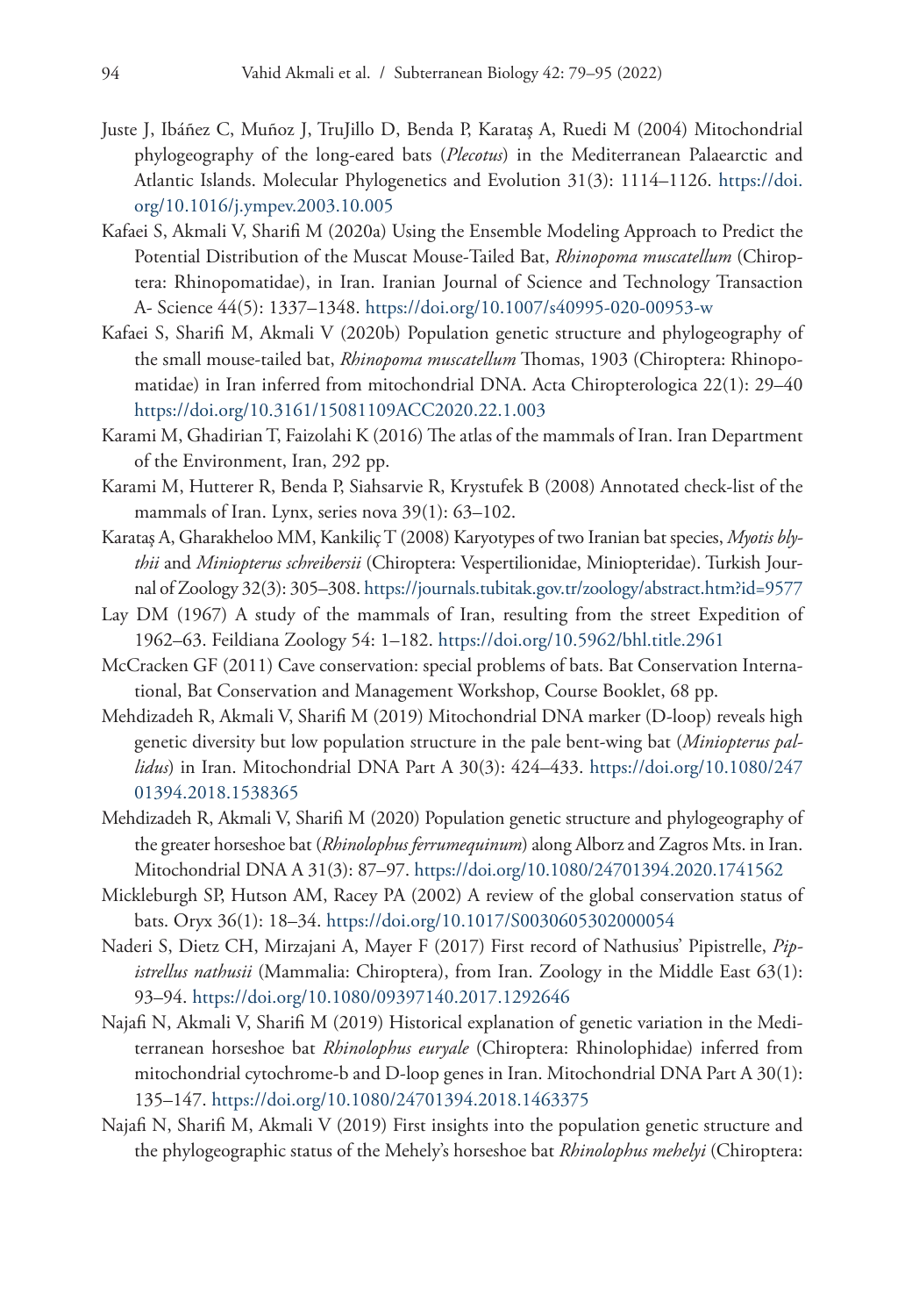Juste J, Ibáñez C, Muñoz J, TruJillo D, Benda P, Karataş A, Ruedi M (2004) Mitochondrial phylogeography of the long-eared bats (*Plecotus*) in the Mediterranean Palaearctic and Atlantic Islands. Molecular Phylogenetics and Evolution 31(3): 1114–1126. https://doi.org/10.1016/j.ympev.2003.10.005

Kafaei S, Akmali V, Sharifi M (2020a) Using the Ensemble Modeling Approach to Predict the Potential Distribution of the Muscat Mouse-Tailed Bat, *Rhinopoma muscatellum* (Chiroptera: Rhinopomatidae), in Iran. Iranian Journal of Science and Technology Transaction A- Science 44(5): 1337–1348. https://doi.org/10.1007/s40995-020-00953-w

Kafaei S, Sharifi M, Akmali V (2020b) Population genetic structure and phylogeography of the small mouse-tailed bat, *Rhinopoma muscatellum* Thomas, 1903 (Chiroptera: Rhinopomatidae) in Iran inferred from mitochondrial DNA. Acta Chiropterologica 22(1): 29–40 https://doi.org/10.3161/15081109ACC2020.22.1.003

Karami M, Ghadirian T, Faizolahi K (2016) The atlas of the mammals of Iran. Iran Department of the Environment, Iran, 292 pp.

Karami M, Hutterer R, Benda P, Siahsarvie R, Krystufek B (2008) Annotated check-list of the mammals of Iran. Lynx, series nova 39(1): 63–102.

Karataş A, Gharakheloo MM, Kankiliç T (2008) Karyotypes of two Iranian bat species, *Myotis blythii* and *Miniopterus schreibersii* (Chiroptera: Vespertilionidae, Miniopteridae). Turkish Journal of Zoology 32(3): 305–308. https://journals.tubitak.gov.tr/zoology/abstract.htm?id=9577

Lay DM (1967) A study of the mammals of Iran, resulting from the street Expedition of 1962–63. Feildiana Zoology 54: 1–182. https://doi.org/10.5962/bhl.title.2961

McCracken GF (2011) Cave conservation: special problems of bats. Bat Conservation International, Bat Conservation and Management Workshop, Course Booklet, 68 pp.

Mehdizadeh R, Akmali V, Sharifi M (2019) Mitochondrial DNA marker (D-loop) reveals high genetic diversity but low population structure in the pale bent-wing bat (*Miniopterus pallidus*) in Iran. Mitochondrial DNA Part A 30(3): 424–433. https://doi.org/10.1080/24701394.2018.1538365

Mehdizadeh R, Akmali V, Sharifi M (2020) Population genetic structure and phylogeography of the greater horseshoe bat (*Rhinolophus ferrumequinum*) along Alborz and Zagros Mts. in Iran. Mitochondrial DNA A 31(3): 87–97. https://doi.org/10.1080/24701394.2020.1741562

Mickleburgh SP, Hutson AM, Racey PA (2002) A review of the global conservation status of bats. Oryx 36(1): 18–34. https://doi.org/10.1017/S0030605302000054

Naderi S, Dietz CH, Mirzajani A, Mayer F (2017) First record of Nathusius' Pipistrelle, *Pipistrellus nathusii* (Mammalia: Chiroptera), from Iran. Zoology in the Middle East 63(1): 93–94. https://doi.org/10.1080/09397140.2017.1292646

Najafi N, Akmali V, Sharifi M (2019) Historical explanation of genetic variation in the Mediterranean horseshoe bat *Rhinolophus euryale* (Chiroptera: Rhinolophidae) inferred from mitochondrial cytochrome-b and D-loop genes in Iran. Mitochondrial DNA Part A 30(1): 135–147. https://doi.org/10.1080/24701394.2018.1463375

Najafi N, Sharifi M, Akmali V (2019) First insights into the population genetic structure and the phylogeographic status of the Mehely's horseshoe bat *Rhinolophus mehelyi* (Chiroptera: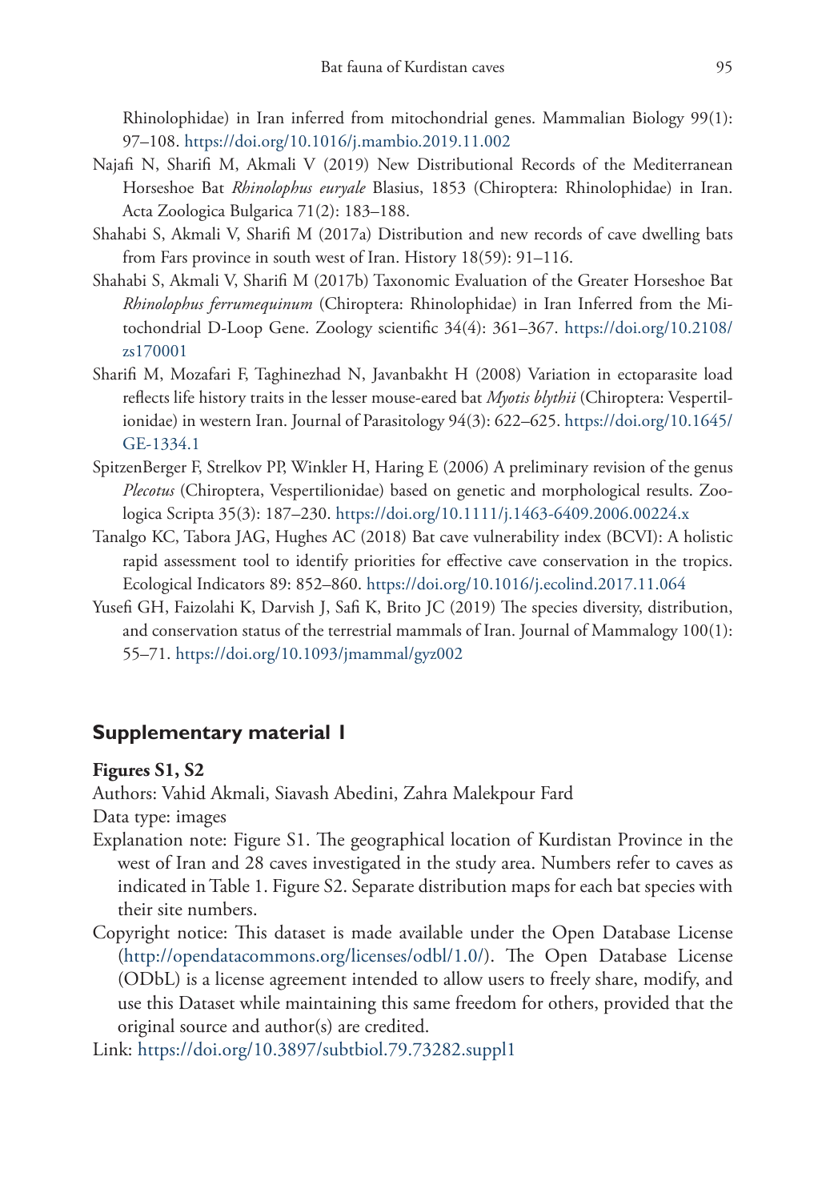Rhinolophidae) in Iran inferred from mitochondrial genes. Mammalian Biology 99(1): 97–108. https://doi.org/10.1016/j.mambio.2019.11.002

Najafi N, Sharifi M, Akmali V (2019) New Distributional Records of the Mediterranean Horseshoe Bat *Rhinolophus euryale* Blasius, 1853 (Chiroptera: Rhinolophidae) in Iran. Acta Zoologica Bulgarica 71(2): 183–188.

Shahabi S, Akmali V, Sharifi M (2017a) Distribution and new records of cave dwelling bats from Fars province in south west of Iran. History 18(59): 91–116.

Shahabi S, Akmali V, Sharifi M (2017b) Taxonomic Evaluation of the Greater Horseshoe Bat *Rhinolophus ferrumequinum* (Chiroptera: Rhinolophidae) in Iran Inferred from the Mitochondrial D-Loop Gene. Zoology scientific 34(4): 361–367. https://doi.org/10.2108/zs170001

Sharifi M, Mozafari F, Taghinezhad N, Javanbakht H (2008) Variation in ectoparasite load reflects life history traits in the lesser mouse-eared bat *Myotis blythii* (Chiroptera: Vespertilionidae) in western Iran. Journal of Parasitology 94(3): 622–625. https://doi.org/10.1645/GE-1334.1

SpitzenBerger F, Strelkov PP, Winkler H, Haring E (2006) A preliminary revision of the genus *Plecotus* (Chiroptera, Vespertilionidae) based on genetic and morphological results. Zoologica Scripta 35(3): 187–230. https://doi.org/10.1111/j.1463-6409.2006.00224.x

Tanalgo KC, Tabora JAG, Hughes AC (2018) Bat cave vulnerability index (BCVI): A holistic rapid assessment tool to identify priorities for effective cave conservation in the tropics. Ecological Indicators 89: 852–860. https://doi.org/10.1016/j.ecolind.2017.11.064

Yusefi GH, Faizolahi K, Darvish J, Safi K, Brito JC (2019) The species diversity, distribution, and conservation status of the terrestrial mammals of Iran. Journal of Mammalogy 100(1): 55–71. https://doi.org/10.1093/jmammal/gyz002

## Supplementary material 1

**Figures S1, S2**

Authors: Vahid Akmali, Siavash Abedini, Zahra Malekpour Fard

Data type: images

Explanation note: Figure S1. The geographical location of Kurdistan Province in the west of Iran and 28 caves investigated in the study area. Numbers refer to caves as indicated in Table 1. Figure S2. Separate distribution maps for each bat species with their site numbers.

Copyright notice: This dataset is made available under the Open Database License (http://opendatacommons.org/licenses/odbl/1.0/). The Open Database License (ODbL) is a license agreement intended to allow users to freely share, modify, and use this Dataset while maintaining this same freedom for others, provided that the original source and author(s) are credited.

Link: https://doi.org/10.3897/subtbiol.79.73282.suppl1